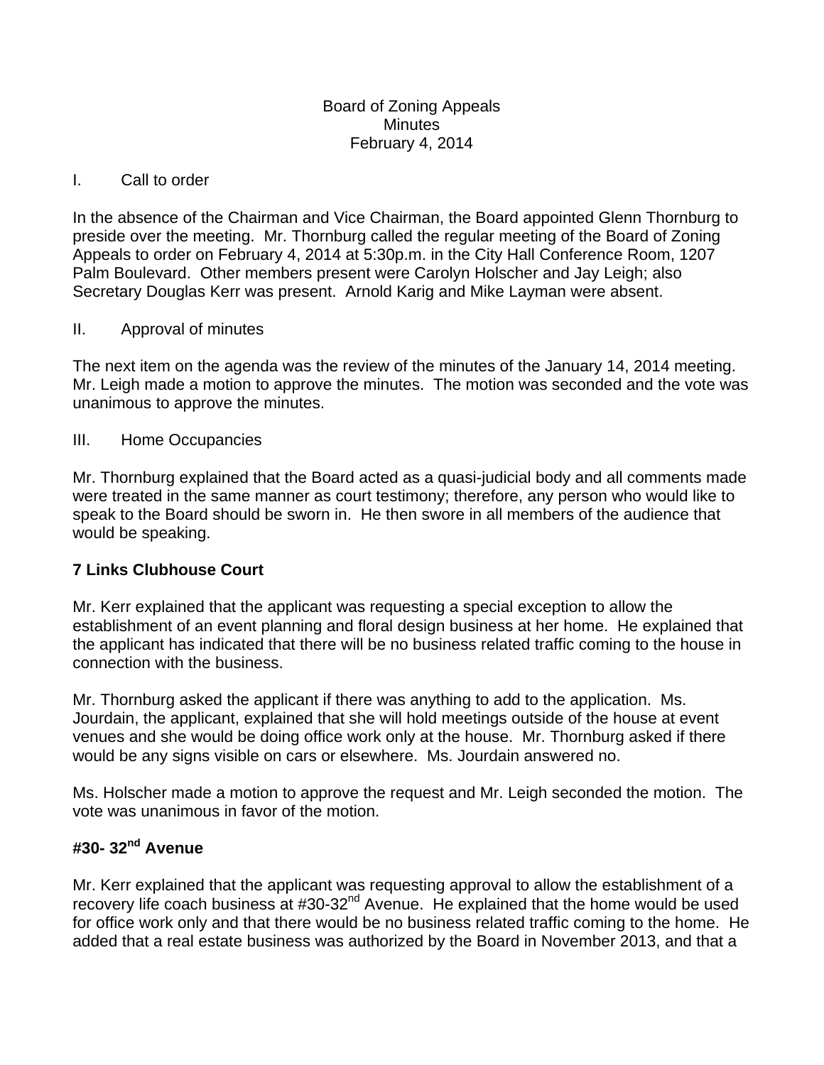Board of Zoning Appeals
Minutes
February 4, 2014

I. Call to order

In the absence of the Chairman and Vice Chairman, the Board appointed Glenn Thornburg to preside over the meeting. Mr. Thornburg called the regular meeting of the Board of Zoning Appeals to order on February 4, 2014 at 5:30p.m. in the City Hall Conference Room, 1207 Palm Boulevard. Other members present were Carolyn Holscher and Jay Leigh; also Secretary Douglas Kerr was present. Arnold Karig and Mike Layman were absent.

II. Approval of minutes

The next item on the agenda was the review of the minutes of the January 14, 2014 meeting. Mr. Leigh made a motion to approve the minutes. The motion was seconded and the vote was unanimous to approve the minutes.

III. Home Occupancies

Mr. Thornburg explained that the Board acted as a quasi-judicial body and all comments made were treated in the same manner as court testimony; therefore, any person who would like to speak to the Board should be sworn in. He then swore in all members of the audience that would be speaking.

**7 Links Clubhouse Court**

Mr. Kerr explained that the applicant was requesting a special exception to allow the establishment of an event planning and floral design business at her home. He explained that the applicant has indicated that there will be no business related traffic coming to the house in connection with the business.

Mr. Thornburg asked the applicant if there was anything to add to the application. Ms. Jourdain, the applicant, explained that she will hold meetings outside of the house at event venues and she would be doing office work only at the house. Mr. Thornburg asked if there would be any signs visible on cars or elsewhere. Ms. Jourdain answered no.

Ms. Holscher made a motion to approve the request and Mr. Leigh seconded the motion. The vote was unanimous in favor of the motion.

**#30- 32nd Avenue**

Mr. Kerr explained that the applicant was requesting approval to allow the establishment of a recovery life coach business at #30-32nd Avenue. He explained that the home would be used for office work only and that there would be no business related traffic coming to the home. He added that a real estate business was authorized by the Board in November 2013, and that a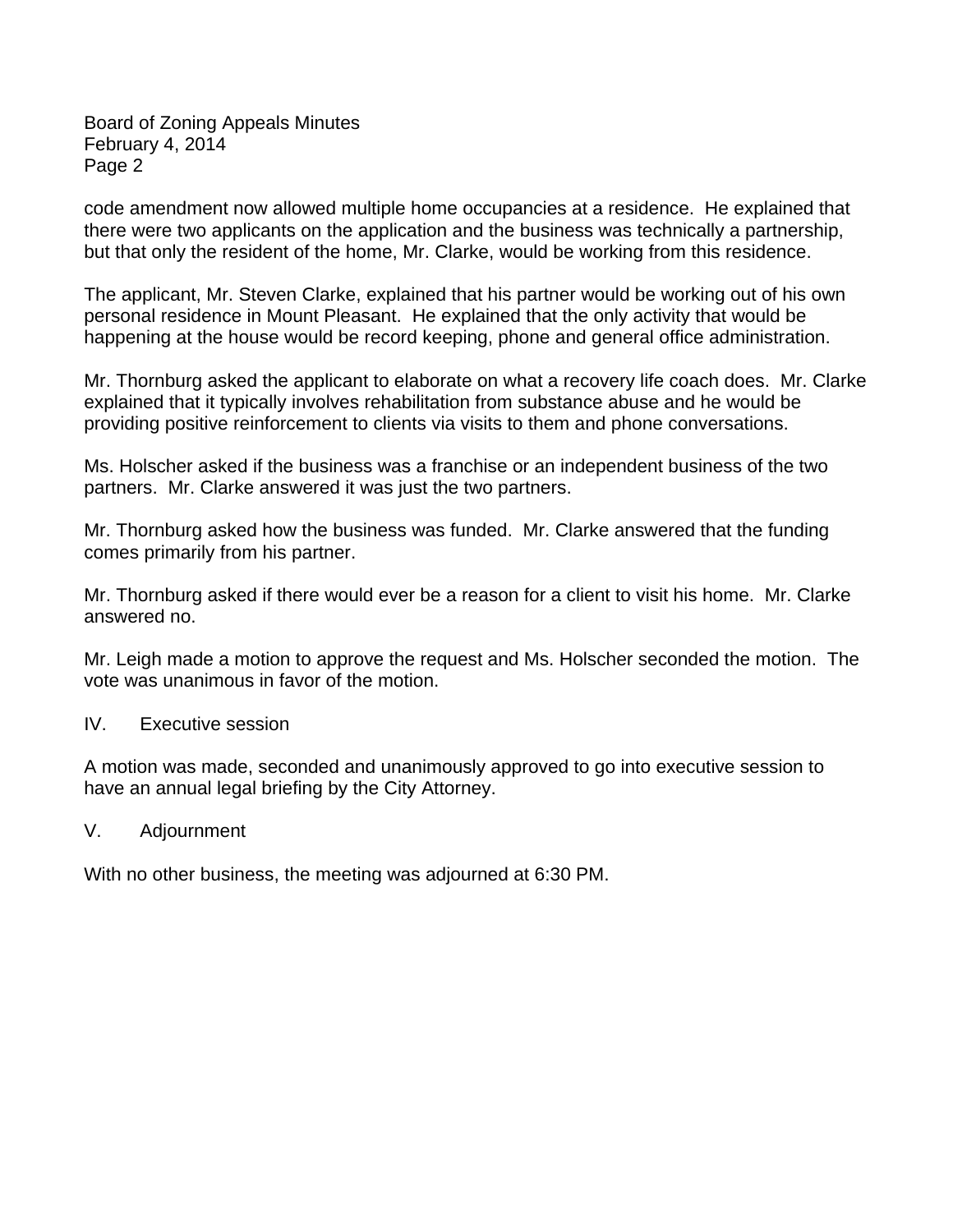code amendment now allowed multiple home occupancies at a residence. He explained that there were two applicants on the application and the business was technically a partnership, but that only the resident of the home, Mr. Clarke, would be working from this residence.

The applicant, Mr. Steven Clarke, explained that his partner would be working out of his own personal residence in Mount Pleasant. He explained that the only activity that would be happening at the house would be record keeping, phone and general office administration.

Mr. Thornburg asked the applicant to elaborate on what a recovery life coach does. Mr. Clarke explained that it typically involves rehabilitation from substance abuse and he would be providing positive reinforcement to clients via visits to them and phone conversations.

Ms. Holscher asked if the business was a franchise or an independent business of the two partners. Mr. Clarke answered it was just the two partners.

Mr. Thornburg asked how the business was funded. Mr. Clarke answered that the funding comes primarily from his partner.

Mr. Thornburg asked if there would ever be a reason for a client to visit his home. Mr. Clarke answered no.

Mr. Leigh made a motion to approve the request and Ms. Holscher seconded the motion. The vote was unanimous in favor of the motion.

IV. Executive session

A motion was made, seconded and unanimously approved to go into executive session to have an annual legal briefing by the City Attorney.

V. Adjournment

With no other business, the meeting was adjourned at 6:30 PM.